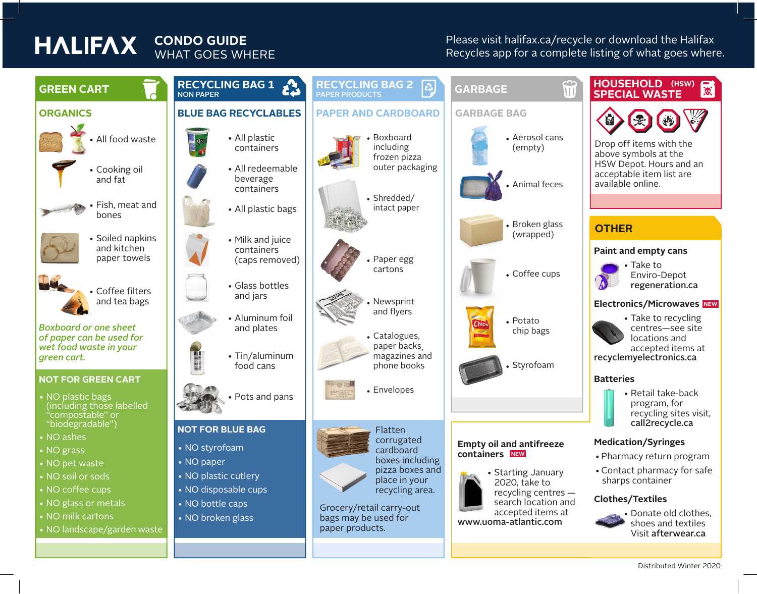# HALIFAX CONDO GUIDE

WHAT GOES WHERE

Please visit halifax.ca/recycle or download the Halifax Recycles app for a complete listing of what goes where.

## GREEN CART

### ORGANICS

- All food waste
- Cooking oil and fat
- Fish, meat and bones
- Soiled napkins and kitchen paper towels
- Coffee filters and tea bags

*Boxboard or one sheet of paper can be used for wet food waste in your green cart.*

### NOT FOR GREEN CART

- NO plastic bags (including those labelled "compostable" or "biodegradable")
- NO ashes
- NO grass
- NO pet waste
- NO soil or sods
- NO coffee cups
- NO glass or metals
- NO milk cartons
- NO landscape/garden waste

## RECYCLING BAG 1

NON PAPER

### BLUE BAG RECYCLABLES

- All plastic containers
- All redeemable beverage containers
- All plastic bags
- Milk and juice containers (caps removed)
- Glass bottles and jars
- Aluminum foil and plates
- Tin/aluminum food cans
- Pots and pans

### NOT FOR BLUE BAG

- NO styrofoam
- NO paper
- NO plastic cutlery
- NO disposable cups
- NO bottle caps
- NO broken glass

## RECYCLING BAG 2

PAPER PRODUCTS

### PAPER AND CARDBOARD

- Boxboard including frozen pizza outer packaging
- Shredded/ intact paper
- Paper egg cartons
- Newsprint and flyers
- Catalogues, paper backs, magazines and phone books
- Envelopes

Flatten corrugated cardboard boxes including pizza boxes and place in your recycling area.

Grocery/retail carry-out bags may be used for paper products.

## GARBAGE

### GARBAGE BAG

- Aerosol cans (empty)
- Animal feces
- Broken glass (wrapped)
- Coffee cups
- Potato chip bags
- Styrofoam

**Empty oil and antifreeze containers** NEW

- Starting January 2020, take to recycling centres — search location and accepted items at

**www.uoma-atlantic.com**

## HOUSEHOLD SPECIAL WASTE (HSW)

Drop off items with the above symbols at the HSW Depot. Hours and an acceptable item list are available online.

## OTHER

**Paint and empty cans**

- Take to Enviro-Depot **regeneration.ca**

**Electronics/Microwaves** NEW

- Take to recycling centres—see site locations and accepted items at

**recyclemyelectronics.ca**

**Batteries**

- Retail take-back program, for recycling sites visit, **call2recycle.ca**

**Medication/Syringes**

- Pharmacy return program
- Contact pharmacy for safe sharps container

**Clothes/Textiles**

- Donate old clothes, shoes and textiles Visit **afterwear.ca**

Distributed Winter 2020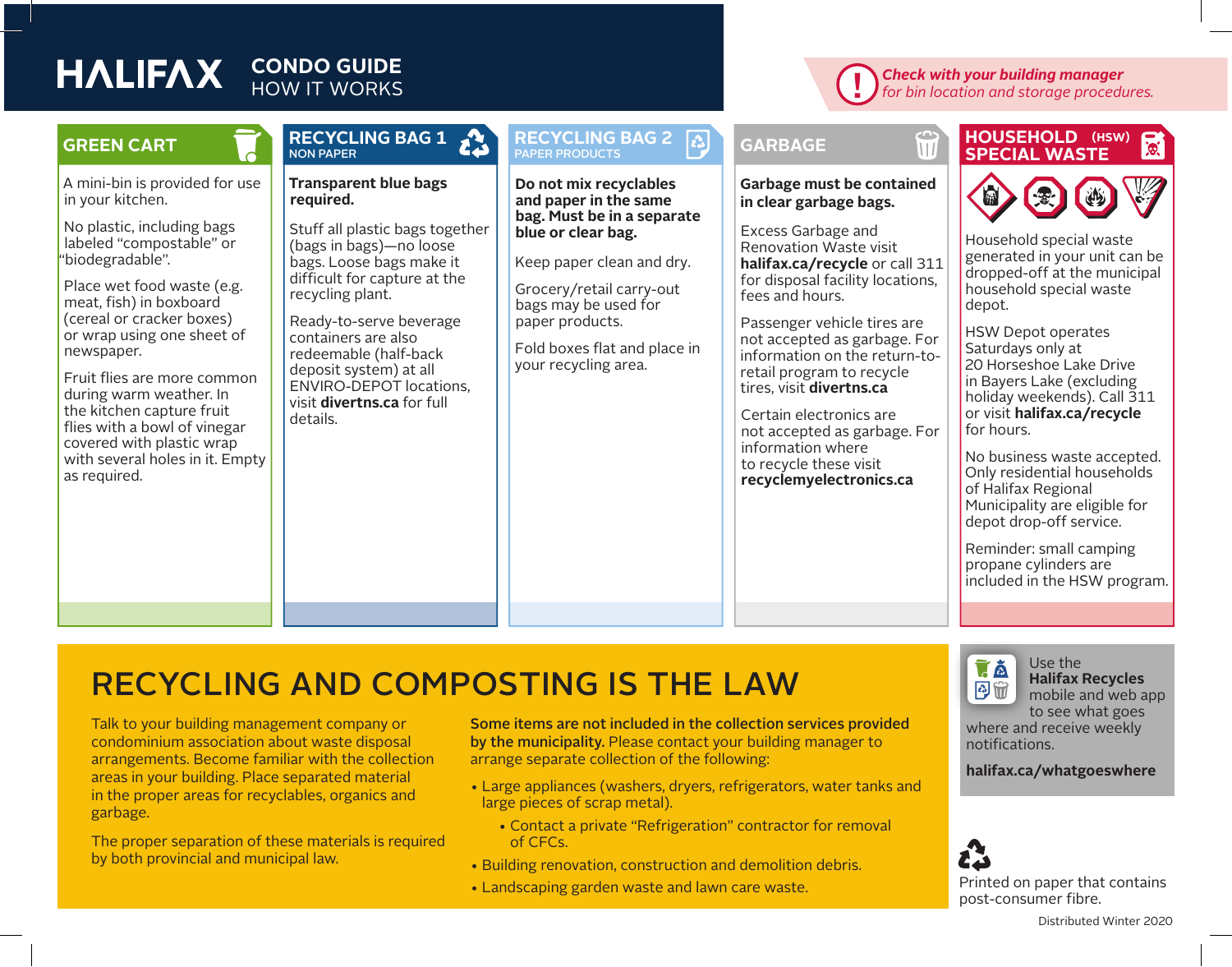# HALIFAX CONDO GUIDE

HOW IT WORKS

***Check with your building manager*** *for bin location and storage procedures.*

## GREEN CART

A mini-bin is provided for use in your kitchen.

No plastic, including bags labeled "compostable" or "biodegradable".

Place wet food waste (e.g. meat, fish) in boxboard (cereal or cracker boxes) or wrap using one sheet of newspaper.

Fruit flies are more common during warm weather. In the kitchen capture fruit flies with a bowl of vinegar covered with plastic wrap with several holes in it. Empty as required.

## RECYCLING BAG 1

NON PAPER

**Transparent blue bags required.**

Stuff all plastic bags together (bags in bags)—no loose bags. Loose bags make it difficult for capture at the recycling plant.

Ready-to-serve beverage containers are also redeemable (half-back deposit system) at all ENVIRO-DEPOT locations, visit **divertns.ca** for full details.

## RECYCLING BAG 2

PAPER PRODUCTS

**Do not mix recyclables and paper in the same bag. Must be in a separate blue or clear bag.**

Keep paper clean and dry.

Grocery/retail carry-out bags may be used for paper products.

Fold boxes flat and place in your recycling area.

## GARBAGE

**Garbage must be contained in clear garbage bags.**

Excess Garbage and Renovation Waste visit **halifax.ca/recycle** or call 311 for disposal facility locations, fees and hours.

Passenger vehicle tires are not accepted as garbage. For information on the return-to-retail program to recycle tires, visit **divertns.ca**

Certain electronics are not accepted as garbage. For information where to recycle these visit **recyclemyelectronics.ca**

## HOUSEHOLD (HSW) SPECIAL WASTE

Household special waste generated in your unit can be dropped-off at the municipal household special waste depot.

HSW Depot operates Saturdays only at 20 Horseshoe Lake Drive in Bayers Lake (excluding holiday weekends). Call 311 or visit **halifax.ca/recycle** for hours.

No business waste accepted. Only residential households of Halifax Regional Municipality are eligible for depot drop-off service.

Reminder: small camping propane cylinders are included in the HSW program.

## RECYCLING AND COMPOSTING IS THE LAW

Talk to your building management company or condominium association about waste disposal arrangements. Become familiar with the collection areas in your building. Place separated material in the proper areas for recyclables, organics and garbage.

The proper separation of these materials is required by both provincial and municipal law.

**Some items are not included in the collection services provided by the municipality.** Please contact your building manager to arrange separate collection of the following:

- Large appliances (washers, dryers, refrigerators, water tanks and large pieces of scrap metal).
  - Contact a private "Refrigeration" contractor for removal of CFCs.
- Building renovation, construction and demolition debris.
- Landscaping garden waste and lawn care waste.

Use the **Halifax Recycles** mobile and web app to see what goes where and receive weekly notifications.

**halifax.ca/whatgoeswhere**

Printed on paper that contains post-consumer fibre.

Distributed Winter 2020